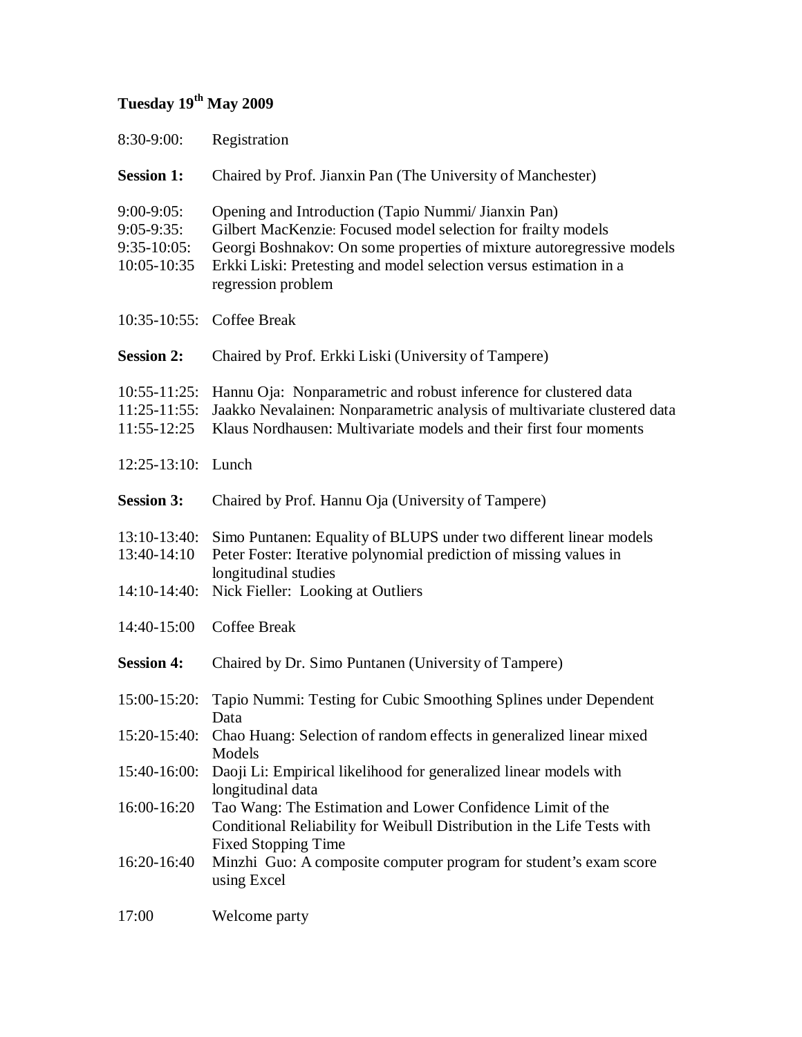## Tuesday 19th May 2009

8:30-9:00: Registration

**Session 1:** Chaired by Prof. Jianxin Pan (The University of Manchester)

9:00-9:05: Opening and Introduction (Tapio Nummi/ Jianxin Pan)
9:05-9:35: Gilbert MacKenzie: Focused model selection for frailty models
9:35-10:05: Georgi Boshnakov: On some properties of mixture autoregressive models
10:05-10:35 Erkki Liski: Pretesting and model selection versus estimation in a regression problem

10:35-10:55: Coffee Break

**Session 2:** Chaired by Prof. Erkki Liski (University of Tampere)

10:55-11:25: Hannu Oja: Nonparametric and robust inference for clustered data
11:25-11:55: Jaakko Nevalainen: Nonparametric analysis of multivariate clustered data
11:55-12:25 Klaus Nordhausen: Multivariate models and their first four moments

12:25-13:10: Lunch

**Session 3:** Chaired by Prof. Hannu Oja (University of Tampere)

13:10-13:40: Simo Puntanen: Equality of BLUPS under two different linear models
13:40-14:10 Peter Foster: Iterative polynomial prediction of missing values in longitudinal studies
14:10-14:40: Nick Fieller: Looking at Outliers

14:40-15:00 Coffee Break

**Session 4:** Chaired by Dr. Simo Puntanen (University of Tampere)

15:00-15:20: Tapio Nummi: Testing for Cubic Smoothing Splines under Dependent Data
15:20-15:40: Chao Huang: Selection of random effects in generalized linear mixed Models
15:40-16:00: Daoji Li: Empirical likelihood for generalized linear models with longitudinal data
16:00-16:20 Tao Wang: The Estimation and Lower Confidence Limit of the Conditional Reliability for Weibull Distribution in the Life Tests with Fixed Stopping Time
16:20-16:40 Minzhi Guo: A composite computer program for student's exam score using Excel

17:00 Welcome party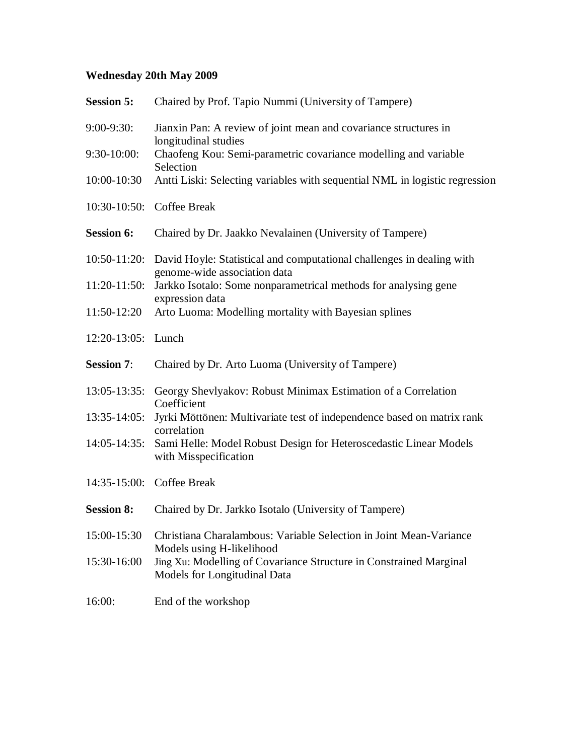**Wednesday 20th May 2009**

| | |
|---|---|
| **Session 5:** | Chaired by Prof. Tapio Nummi (University of Tampere) |
| 9:00-9:30: | Jianxin Pan: A review of joint mean and covariance structures in longitudinal studies |
| 9:30-10:00: | Chaofeng Kou: Semi-parametric covariance modelling and variable Selection |
| 10:00-10:30 | Antti Liski: Selecting variables with sequential NML in logistic regression |
| 10:30-10:50: | Coffee Break |
| **Session 6:** | Chaired by Dr. Jaakko Nevalainen (University of Tampere) |
| 10:50-11:20: | David Hoyle: Statistical and computational challenges in dealing with genome-wide association data |
| 11:20-11:50: | Jarkko Isotalo: Some nonparametrical methods for analysing gene expression data |
| 11:50-12:20 | Arto Luoma: Modelling mortality with Bayesian splines |
| 12:20-13:05: | Lunch |
| **Session 7**: | Chaired by Dr. Arto Luoma (University of Tampere) |
| 13:05-13:35: | Georgy Shevlyakov: Robust Minimax Estimation of a Correlation Coefficient |
| 13:35-14:05: | Jyrki Möttönen: Multivariate test of independence based on matrix rank correlation |
| 14:05-14:35: | Sami Helle: Model Robust Design for Heteroscedastic Linear Models with Misspecification |
| 14:35-15:00: | Coffee Break |
| **Session 8:** | Chaired by Dr. Jarkko Isotalo (University of Tampere) |
| 15:00-15:30 | Christiana Charalambous: Variable Selection in Joint Mean-Variance Models using H-likelihood |
| 15:30-16:00 | Jing Xu: Modelling of Covariance Structure in Constrained Marginal Models for Longitudinal Data |
| 16:00: | End of the workshop |